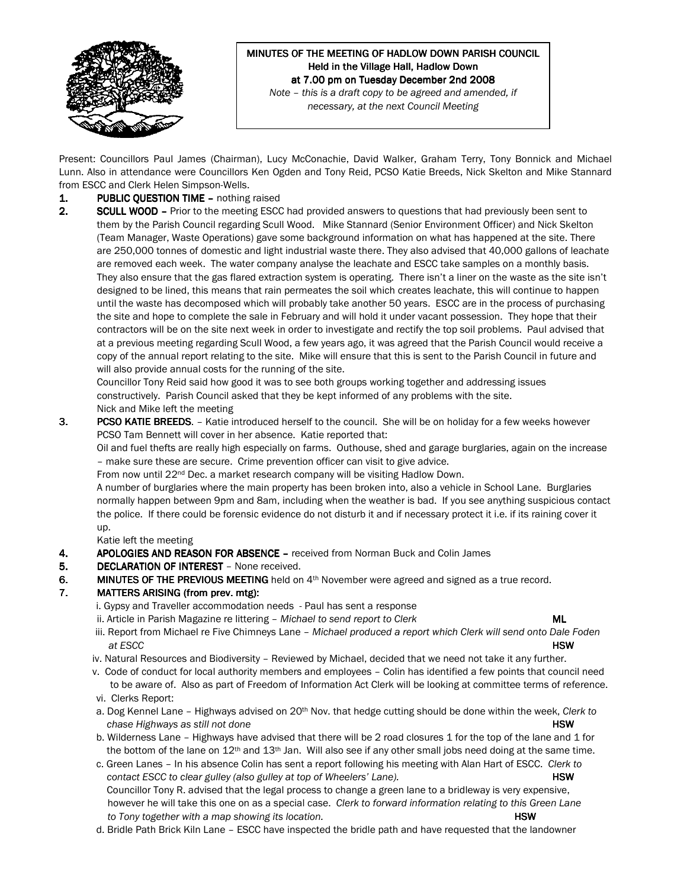# MINUTES OF THE MEETING OF HADLOW DOWN PARISH COUNCIL
**Held in the Village Hall, Hadlow Down**
**at 7.00 pm on Tuesday December 2nd 2008**

*Note – this is a draft copy to be agreed and amended, if necessary, at the next Council Meeting*

Present: Councillors Paul James (Chairman), Lucy McConachie, David Walker, Graham Terry, Tony Bonnick and Michael Lunn. Also in attendance were Councillors Ken Ogden and Tony Reid, PCSO Katie Breeds, Nick Skelton and Mike Stannard from ESCC and Clerk Helen Simpson-Wells.

1. **PUBLIC QUESTION TIME –** nothing raised
2. **SCULL WOOD –** Prior to the meeting ESCC had provided answers to questions that had previously been sent to them by the Parish Council regarding Scull Wood. Mike Stannard (Senior Environment Officer) and Nick Skelton (Team Manager, Waste Operations) gave some background information on what has happened at the site. There are 250,000 tonnes of domestic and light industrial waste there. They also advised that 40,000 gallons of leachate are removed each week. The water company analyse the leachate and ESCC take samples on a monthly basis. They also ensure that the gas flared extraction system is operating. There isn't a liner on the waste as the site isn't designed to be lined, this means that rain permeates the soil which creates leachate, this will continue to happen until the waste has decomposed which will probably take another 50 years. ESCC are in the process of purchasing the site and hope to complete the sale in February and will hold it under vacant possession. They hope that their contractors will be on the site next week in order to investigate and rectify the top soil problems. Paul advised that at a previous meeting regarding Scull Wood, a few years ago, it was agreed that the Parish Council would receive a copy of the annual report relating to the site. Mike will ensure that this is sent to the Parish Council in future and will also provide annual costs for the running of the site.
   Councillor Tony Reid said how good it was to see both groups working together and addressing issues constructively. Parish Council asked that they be kept informed of any problems with the site.
   Nick and Mike left the meeting
3. **PCSO KATIE BREEDS**. – Katie introduced herself to the council. She will be on holiday for a few weeks however PCSO Tam Bennett will cover in her absence. Katie reported that:
   Oil and fuel thefts are really high especially on farms. Outhouse, shed and garage burglaries, again on the increase – make sure these are secure. Crime prevention officer can visit to give advice.
   From now until 22nd Dec. a market research company will be visiting Hadlow Down.
   A number of burglaries where the main property has been broken into, also a vehicle in School Lane. Burglaries normally happen between 9pm and 8am, including when the weather is bad. If you see anything suspicious contact the police. If there could be forensic evidence do not disturb it and if necessary protect it i.e. if its raining cover it up.
   Katie left the meeting
4. **APOLOGIES AND REASON FOR ABSENCE –** received from Norman Buck and Colin James
5. **DECLARATION OF INTEREST** – None received.
6. **MINUTES OF THE PREVIOUS MEETING** held on 4th November were agreed and signed as a true record.
7. **MATTERS ARISING (from prev. mtg):**
   i. Gypsy and Traveller accommodation needs - Paul has sent a response
   ii. Article in Parish Magazine re littering – *Michael to send report to Clerk* **ML**
   iii. Report from Michael re Five Chimneys Lane – *Michael produced a report which Clerk will send onto Dale Foden at ESCC* **HSW**
   iv. Natural Resources and Biodiversity – Reviewed by Michael, decided that we need not take it any further.
   v. Code of conduct for local authority members and employees – Colin has identified a few points that council need to be aware of. Also as part of Freedom of Information Act Clerk will be looking at committee terms of reference.
   vi. Clerks Report:
   a. Dog Kennel Lane – Highways advised on 20th Nov. that hedge cutting should be done within the week, *Clerk to chase Highways as still not done* **HSW**
   b. Wilderness Lane – Highways have advised that there will be 2 road closures 1 for the top of the lane and 1 for the bottom of the lane on 12th and 13th Jan. Will also see if any other small jobs need doing at the same time.
   c. Green Lanes – In his absence Colin has sent a report following his meeting with Alan Hart of ESCC. *Clerk to contact ESCC to clear gulley (also gulley at top of Wheelers' Lane).* **HSW**
   Councillor Tony R. advised that the legal process to change a green lane to a bridleway is very expensive, however he will take this one on as a special case. *Clerk to forward information relating to this Green Lane to Tony together with a map showing its location.* **HSW**
   d. Bridle Path Brick Kiln Lane – ESCC have inspected the bridle path and have requested that the landowner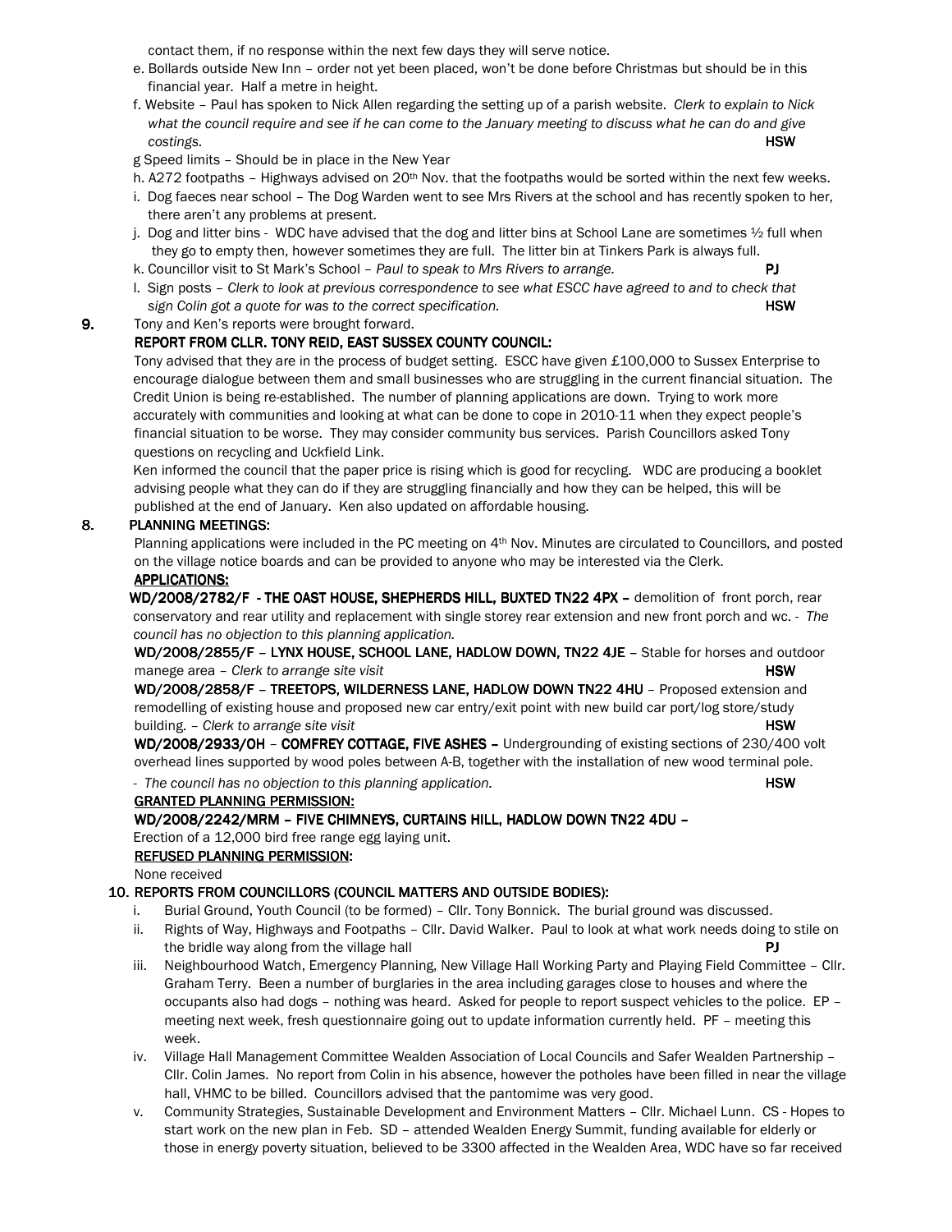contact them, if no response within the next few days they will serve notice.

e. Bollards outside New Inn – order not yet been placed, won't be done before Christmas but should be in this financial year. Half a metre in height.

f. Website – Paul has spoken to Nick Allen regarding the setting up of a parish website. *Clerk to explain to Nick what the council require and see if he can come to the January meeting to discuss what he can do and give costings.* **HSW**

g Speed limits – Should be in place in the New Year

h. A272 footpaths – Highways advised on 20th Nov. that the footpaths would be sorted within the next few weeks.

i. Dog faeces near school – The Dog Warden went to see Mrs Rivers at the school and has recently spoken to her, there aren't any problems at present.

j. Dog and litter bins - WDC have advised that the dog and litter bins at School Lane are sometimes ½ full when they go to empty then, however sometimes they are full. The litter bin at Tinkers Park is always full.

k. Councillor visit to St Mark's School – *Paul to speak to Mrs Rivers to arrange.* **PJ**

l. Sign posts – *Clerk to look at previous correspondence to see what ESCC have agreed to and to check that sign Colin got a quote for was to the correct specification.* **HSW**

**9.** Tony and Ken's reports were brought forward.

**REPORT FROM CLLR. TONY REID, EAST SUSSEX COUNTY COUNCIL:**

Tony advised that they are in the process of budget setting. ESCC have given £100,000 to Sussex Enterprise to encourage dialogue between them and small businesses who are struggling in the current financial situation. The Credit Union is being re-established. The number of planning applications are down. Trying to work more accurately with communities and looking at what can be done to cope in 2010-11 when they expect people's financial situation to be worse. They may consider community bus services. Parish Councillors asked Tony questions on recycling and Uckfield Link.

Ken informed the council that the paper price is rising which is good for recycling. WDC are producing a booklet advising people what they can do if they are struggling financially and how they can be helped, this will be published at the end of January. Ken also updated on affordable housing.

**8. PLANNING MEETINGS:**

Planning applications were included in the PC meeting on 4th Nov. Minutes are circulated to Councillors, and posted on the village notice boards and can be provided to anyone who may be interested via the Clerk.

**APPLICATIONS:**

**WD/2008/2782/F - THE OAST HOUSE, SHEPHERDS HILL, BUXTED TN22 4PX –** demolition of front porch, rear conservatory and rear utility and replacement with single storey rear extension and new front porch and wc. - *The council has no objection to this planning application.*

**WD/2008/2855/F – LYNX HOUSE, SCHOOL LANE, HADLOW DOWN, TN22 4JE –** Stable for horses and outdoor manege area – *Clerk to arrange site visit* **HSW**

**WD/2008/2858/F – TREETOPS, WILDERNESS LANE, HADLOW DOWN TN22 4HU –** Proposed extension and remodelling of existing house and proposed new car entry/exit point with new build car port/log store/study building. – *Clerk to arrange site visit* **HSW**

**WD/2008/2933/OH – COMFREY COTTAGE, FIVE ASHES –** Undergrounding of existing sections of 230/400 volt overhead lines supported by wood poles between A-B, together with the installation of new wood terminal pole.

- *The council has no objection to this planning application.* **HSW**

**GRANTED PLANNING PERMISSION:**

**WD/2008/2242/MRM – FIVE CHIMNEYS, CURTAINS HILL, HADLOW DOWN TN22 4DU –**

Erection of a 12,000 bird free range egg laying unit.

**REFUSED PLANNING PERMISSION:**

None received

**10. REPORTS FROM COUNCILLORS (COUNCIL MATTERS AND OUTSIDE BODIES):**

i. Burial Ground, Youth Council (to be formed) – Cllr. Tony Bonnick. The burial ground was discussed.

ii. Rights of Way, Highways and Footpaths – Cllr. David Walker. Paul to look at what work needs doing to stile on the bridle way along from the village hall **PJ**

iii. Neighbourhood Watch, Emergency Planning, New Village Hall Working Party and Playing Field Committee – Cllr. Graham Terry. Been a number of burglaries in the area including garages close to houses and where the occupants also had dogs – nothing was heard. Asked for people to report suspect vehicles to the police. EP – meeting next week, fresh questionnaire going out to update information currently held. PF – meeting this week.

iv. Village Hall Management Committee Wealden Association of Local Councils and Safer Wealden Partnership – Cllr. Colin James. No report from Colin in his absence, however the potholes have been filled in near the village hall, VHMC to be billed. Councillors advised that the pantomime was very good.

v. Community Strategies, Sustainable Development and Environment Matters – Cllr. Michael Lunn. CS - Hopes to start work on the new plan in Feb. SD – attended Wealden Energy Summit, funding available for elderly or those in energy poverty situation, believed to be 3300 affected in the Wealden Area, WDC have so far received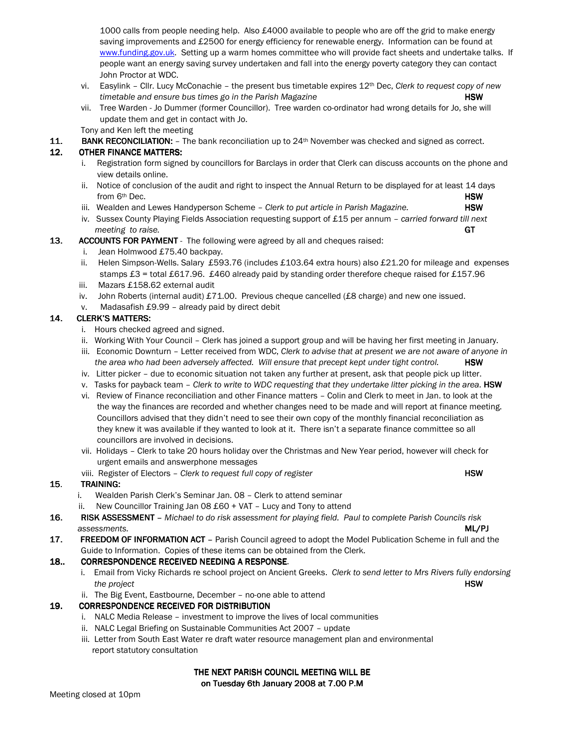1000 calls from people needing help. Also £4000 available to people who are off the grid to make energy saving improvements and £2500 for energy efficiency for renewable energy. Information can be found at www.funding.gov.uk. Setting up a warm homes committee who will provide fact sheets and undertake talks. If people want an energy saving survey undertaken and fall into the energy poverty category they can contact John Proctor at WDC.

vi. Easylink – Cllr. Lucy McConachie – the present bus timetable expires 12th Dec, *Clerk to request copy of new timetable and ensure bus times go in the Parish Magazine* **HSW**

vii. Tree Warden - Jo Dummer (former Councillor). Tree warden co-ordinator had wrong details for Jo, she will update them and get in contact with Jo.

Tony and Ken left the meeting

**11. BANK RECONCILIATION:** – The bank reconciliation up to 24th November was checked and signed as correct.

**12. OTHER FINANCE MATTERS:**

i. Registration form signed by councillors for Barclays in order that Clerk can discuss accounts on the phone and view details online.

ii. Notice of conclusion of the audit and right to inspect the Annual Return to be displayed for at least 14 days from 6th Dec. **HSW**

iii. Wealden and Lewes Handyperson Scheme – *Clerk to put article in Parish Magazine.* **HSW**

iv. Sussex County Playing Fields Association requesting support of £15 per annum – *carried forward till next meeting to raise.* **GT**

**13. ACCOUNTS FOR PAYMENT** - The following were agreed by all and cheques raised:

i. Jean Holmwood £75.40 backpay.

ii. Helen Simpson-Wells. Salary £593.76 (includes £103.64 extra hours) also £21.20 for mileage and expenses stamps £3 = total £617.96. £460 already paid by standing order therefore cheque raised for £157.96

iii. Mazars £158.62 external audit

iv. John Roberts (internal audit) £71.00. Previous cheque cancelled (£8 charge) and new one issued.

v. Madasafish £9.99 – already paid by direct debit

**14. CLERK'S MATTERS:**

i. Hours checked agreed and signed.

ii. Working With Your Council – Clerk has joined a support group and will be having her first meeting in January.

iii. Economic Downturn – Letter received from WDC, *Clerk to advise that at present we are not aware of anyone in the area who had been adversely affected. Will ensure that precept kept under tight control.* **HSW**

iv. Litter picker – due to economic situation not taken any further at present, ask that people pick up litter.

v. Tasks for payback team – *Clerk to write to WDC requesting that they undertake litter picking in the area.* **HSW**

vi. Review of Finance reconciliation and other Finance matters – Colin and Clerk to meet in Jan. to look at the the way the finances are recorded and whether changes need to be made and will report at finance meeting. Councillors advised that they didn't need to see their own copy of the monthly financial reconciliation as they knew it was available if they wanted to look at it. There isn't a separate finance committee so all councillors are involved in decisions.

vii. Holidays – Clerk to take 20 hours holiday over the Christmas and New Year period, however will check for urgent emails and answerphone messages

viii. Register of Electors – *Clerk to request full copy of register* **HSW**

**15. TRAINING:**

i. Wealden Parish Clerk's Seminar Jan. 08 – Clerk to attend seminar

ii. New Councillor Training Jan 08 £60 + VAT – Lucy and Tony to attend

**16. RISK ASSESSMENT** – *Michael to do risk assessment for playing field. Paul to complete Parish Councils risk assessments.* **ML/PJ**

**17. FREEDOM OF INFORMATION ACT** – Parish Council agreed to adopt the Model Publication Scheme in full and the Guide to Information. Copies of these items can be obtained from the Clerk.

**18.. CORRESPONDENCE RECEIVED NEEDING A RESPONSE.**

i. Email from Vicky Richards re school project on Ancient Greeks. *Clerk to send letter to Mrs Rivers fully endorsing the project* **HSW**

ii. The Big Event, Eastbourne, December – no-one able to attend

**19. CORRESPONDENCE RECEIVED FOR DISTRIBUTION**

i. NALC Media Release – investment to improve the lives of local communities

ii. NALC Legal Briefing on Sustainable Communities Act 2007 – update

iii. Letter from South East Water re draft water resource management plan and environmental report statutory consultation

**THE NEXT PARISH COUNCIL MEETING WILL BE on Tuesday 6th January 2008 at 7.00 P.M**

Meeting closed at 10pm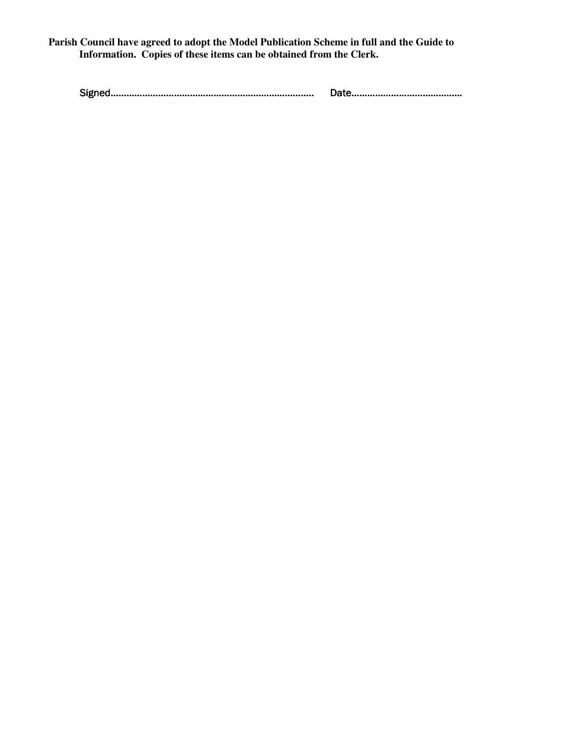**Parish Council have agreed to adopt the Model Publication Scheme in full and the Guide to Information. Copies of these items can be obtained from the Clerk.**

Signed…………………………………………………………………… Date……………………………………